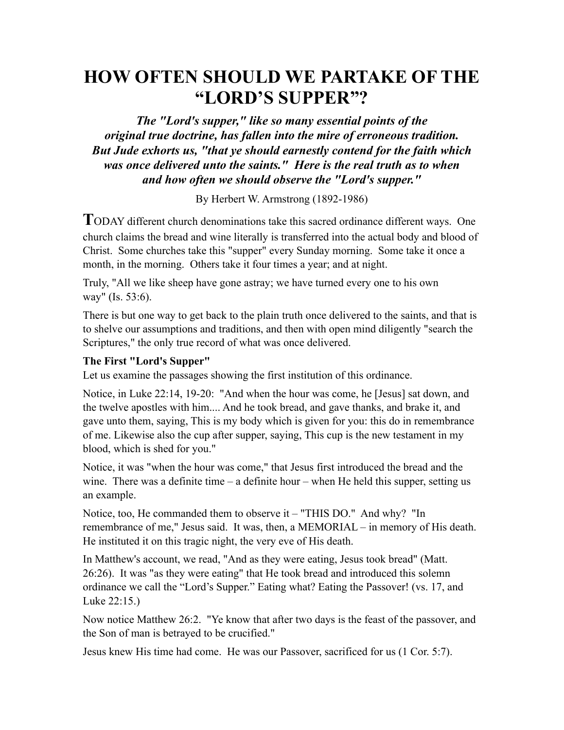# HOW OFTEN SHOULD WE PARTAKE OF THE "LORD'S SUPPER"?

***The "Lord's supper," like so many essential points of the original true doctrine, has fallen into the mire of erroneous tradition. But Jude exhorts us, "that ye should earnestly contend for the faith which was once delivered unto the saints." Here is the real truth as to when and how often we should observe the "Lord's supper."***

By Herbert W. Armstrong (1892-1986)

**T**ODAY different church denominations take this sacred ordinance different ways. One church claims the bread and wine literally is transferred into the actual body and blood of Christ. Some churches take this "supper" every Sunday morning. Some take it once a month, in the morning. Others take it four times a year; and at night.

Truly, "All we like sheep have gone astray; we have turned every one to his own way" (Is. 53:6).

There is but one way to get back to the plain truth once delivered to the saints, and that is to shelve our assumptions and traditions, and then with open mind diligently "search the Scriptures," the only true record of what was once delivered.

**The First "Lord's Supper"**

Let us examine the passages showing the first institution of this ordinance.

Notice, in Luke 22:14, 19-20: "And when the hour was come, he [Jesus] sat down, and the twelve apostles with him.... And he took bread, and gave thanks, and brake it, and gave unto them, saying, This is my body which is given for you: this do in remembrance of me. Likewise also the cup after supper, saying, This cup is the new testament in my blood, which is shed for you."

Notice, it was "when the hour was come," that Jesus first introduced the bread and the wine. There was a definite time – a definite hour – when He held this supper, setting us an example.

Notice, too, He commanded them to observe it – "THIS DO." And why? "In remembrance of me," Jesus said. It was, then, a MEMORIAL – in memory of His death. He instituted it on this tragic night, the very eve of His death.

In Matthew's account, we read, "And as they were eating, Jesus took bread" (Matt. 26:26). It was "as they were eating" that He took bread and introduced this solemn ordinance we call the "Lord's Supper." Eating what? Eating the Passover! (vs. 17, and Luke 22:15.)

Now notice Matthew 26:2. "Ye know that after two days is the feast of the passover, and the Son of man is betrayed to be crucified."

Jesus knew His time had come. He was our Passover, sacrificed for us (1 Cor. 5:7).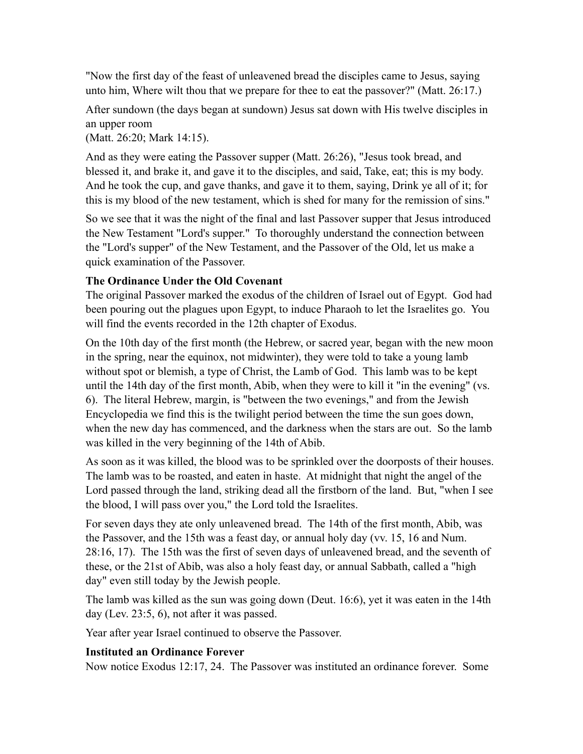"Now the first day of the feast of unleavened bread the disciples came to Jesus, saying unto him, Where wilt thou that we prepare for thee to eat the passover?" (Matt. 26:17.)

After sundown (the days began at sundown) Jesus sat down with His twelve disciples in an upper room
(Matt. 26:20; Mark 14:15).

And as they were eating the Passover supper (Matt. 26:26), "Jesus took bread, and blessed it, and brake it, and gave it to the disciples, and said, Take, eat; this is my body. And he took the cup, and gave thanks, and gave it to them, saying, Drink ye all of it; for this is my blood of the new testament, which is shed for many for the remission of sins."

So we see that it was the night of the final and last Passover supper that Jesus introduced the New Testament "Lord's supper." To thoroughly understand the connection between the "Lord's supper" of the New Testament, and the Passover of the Old, let us make a quick examination of the Passover.

**The Ordinance Under the Old Covenant**

The original Passover marked the exodus of the children of Israel out of Egypt. God had been pouring out the plagues upon Egypt, to induce Pharaoh to let the Israelites go. You will find the events recorded in the 12th chapter of Exodus.

On the 10th day of the first month (the Hebrew, or sacred year, began with the new moon in the spring, near the equinox, not midwinter), they were told to take a young lamb without spot or blemish, a type of Christ, the Lamb of God. This lamb was to be kept until the 14th day of the first month, Abib, when they were to kill it "in the evening" (vs. 6). The literal Hebrew, margin, is "between the two evenings," and from the Jewish Encyclopedia we find this is the twilight period between the time the sun goes down, when the new day has commenced, and the darkness when the stars are out. So the lamb was killed in the very beginning of the 14th of Abib.

As soon as it was killed, the blood was to be sprinkled over the doorposts of their houses. The lamb was to be roasted, and eaten in haste. At midnight that night the angel of the Lord passed through the land, striking dead all the firstborn of the land. But, "when I see the blood, I will pass over you," the Lord told the Israelites.

For seven days they ate only unleavened bread. The 14th of the first month, Abib, was the Passover, and the 15th was a feast day, or annual holy day (vv. 15, 16 and Num. 28:16, 17). The 15th was the first of seven days of unleavened bread, and the seventh of these, or the 21st of Abib, was also a holy feast day, or annual Sabbath, called a "high day" even still today by the Jewish people.

The lamb was killed as the sun was going down (Deut. 16:6), yet it was eaten in the 14th day (Lev. 23:5, 6), not after it was passed.

Year after year Israel continued to observe the Passover.

**Instituted an Ordinance Forever**

Now notice Exodus 12:17, 24. The Passover was instituted an ordinance forever. Some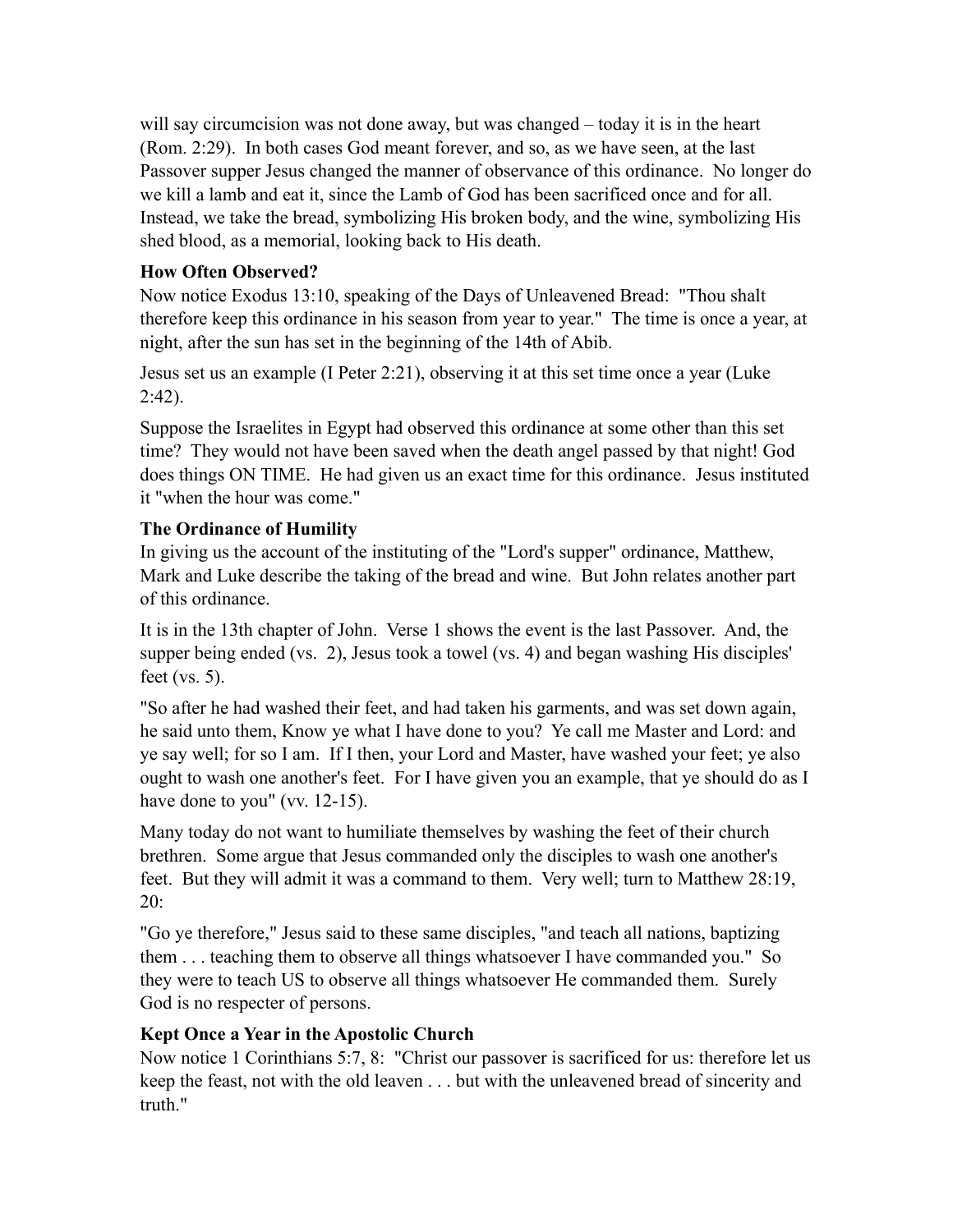will say circumcision was not done away, but was changed – today it is in the heart (Rom. 2:29). In both cases God meant forever, and so, as we have seen, at the last Passover supper Jesus changed the manner of observance of this ordinance. No longer do we kill a lamb and eat it, since the Lamb of God has been sacrificed once and for all. Instead, we take the bread, symbolizing His broken body, and the wine, symbolizing His shed blood, as a memorial, looking back to His death.

**How Often Observed?**

Now notice Exodus 13:10, speaking of the Days of Unleavened Bread: "Thou shalt therefore keep this ordinance in his season from year to year." The time is once a year, at night, after the sun has set in the beginning of the 14th of Abib.

Jesus set us an example (I Peter 2:21), observing it at this set time once a year (Luke 2:42).

Suppose the Israelites in Egypt had observed this ordinance at some other than this set time? They would not have been saved when the death angel passed by that night! God does things ON TIME. He had given us an exact time for this ordinance. Jesus instituted it "when the hour was come."

**The Ordinance of Humility**

In giving us the account of the instituting of the "Lord's supper" ordinance, Matthew, Mark and Luke describe the taking of the bread and wine. But John relates another part of this ordinance.

It is in the 13th chapter of John. Verse 1 shows the event is the last Passover. And, the supper being ended (vs. 2), Jesus took a towel (vs. 4) and began washing His disciples' feet (vs. 5).

"So after he had washed their feet, and had taken his garments, and was set down again, he said unto them, Know ye what I have done to you? Ye call me Master and Lord: and ye say well; for so I am. If I then, your Lord and Master, have washed your feet; ye also ought to wash one another's feet. For I have given you an example, that ye should do as I have done to you" (vv. 12-15).

Many today do not want to humiliate themselves by washing the feet of their church brethren. Some argue that Jesus commanded only the disciples to wash one another's feet. But they will admit it was a command to them. Very well; turn to Matthew 28:19, 20:

"Go ye therefore," Jesus said to these same disciples, "and teach all nations, baptizing them . . . teaching them to observe all things whatsoever I have commanded you." So they were to teach US to observe all things whatsoever He commanded them. Surely God is no respecter of persons.

**Kept Once a Year in the Apostolic Church**

Now notice 1 Corinthians 5:7, 8: "Christ our passover is sacrificed for us: therefore let us keep the feast, not with the old leaven . . . but with the unleavened bread of sincerity and truth."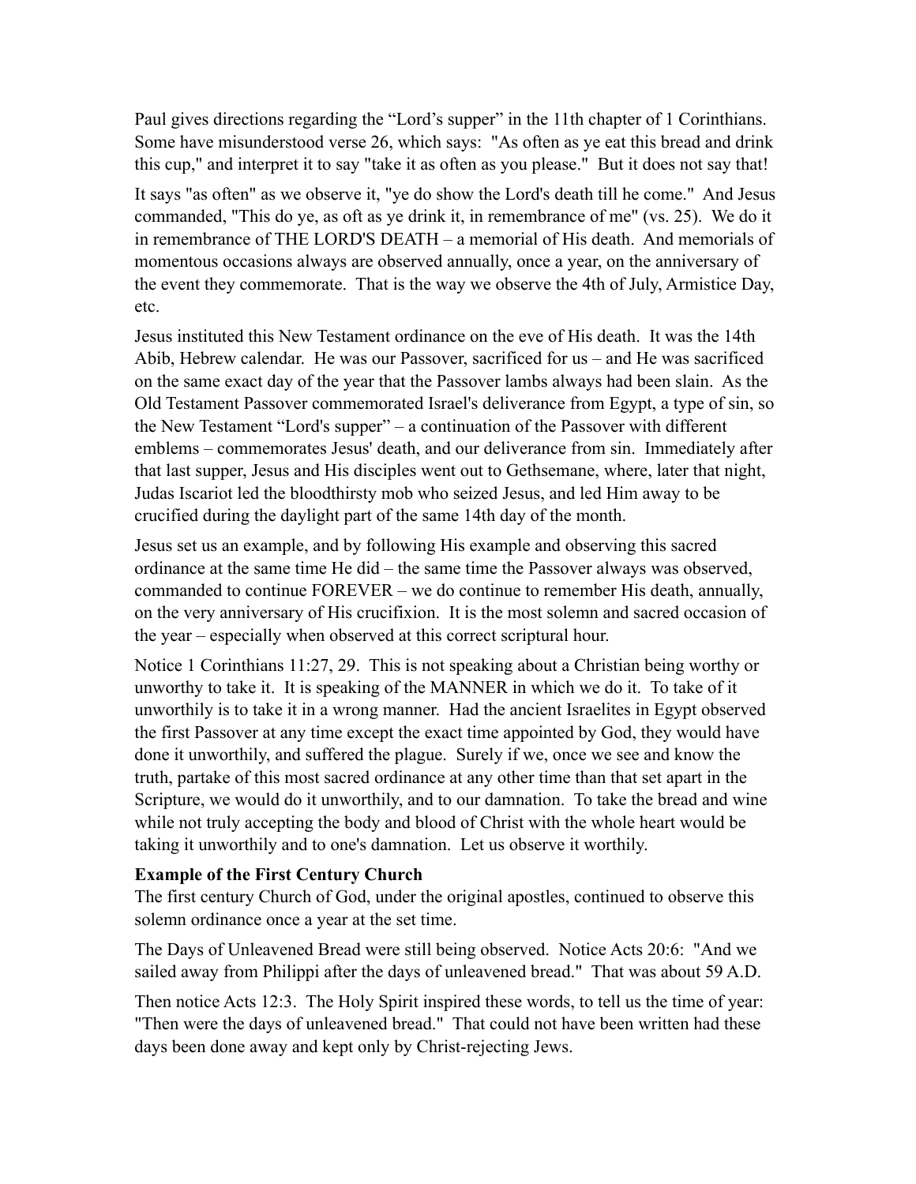Paul gives directions regarding the "Lord's supper" in the 11th chapter of 1 Corinthians. Some have misunderstood verse 26, which says: "As often as ye eat this bread and drink this cup," and interpret it to say "take it as often as you please." But it does not say that!

It says "as often" as we observe it, "ye do show the Lord's death till he come." And Jesus commanded, "This do ye, as oft as ye drink it, in remembrance of me" (vs. 25). We do it in remembrance of THE LORD'S DEATH – a memorial of His death. And memorials of momentous occasions always are observed annually, once a year, on the anniversary of the event they commemorate. That is the way we observe the 4th of July, Armistice Day, etc.

Jesus instituted this New Testament ordinance on the eve of His death. It was the 14th Abib, Hebrew calendar. He was our Passover, sacrificed for us – and He was sacrificed on the same exact day of the year that the Passover lambs always had been slain. As the Old Testament Passover commemorated Israel's deliverance from Egypt, a type of sin, so the New Testament "Lord's supper" – a continuation of the Passover with different emblems – commemorates Jesus' death, and our deliverance from sin. Immediately after that last supper, Jesus and His disciples went out to Gethsemane, where, later that night, Judas Iscariot led the bloodthirsty mob who seized Jesus, and led Him away to be crucified during the daylight part of the same 14th day of the month.

Jesus set us an example, and by following His example and observing this sacred ordinance at the same time He did – the same time the Passover always was observed, commanded to continue FOREVER – we do continue to remember His death, annually, on the very anniversary of His crucifixion. It is the most solemn and sacred occasion of the year – especially when observed at this correct scriptural hour.

Notice 1 Corinthians 11:27, 29. This is not speaking about a Christian being worthy or unworthy to take it. It is speaking of the MANNER in which we do it. To take of it unworthily is to take it in a wrong manner. Had the ancient Israelites in Egypt observed the first Passover at any time except the exact time appointed by God, they would have done it unworthily, and suffered the plague. Surely if we, once we see and know the truth, partake of this most sacred ordinance at any other time than that set apart in the Scripture, we would do it unworthily, and to our damnation. To take the bread and wine while not truly accepting the body and blood of Christ with the whole heart would be taking it unworthily and to one's damnation. Let us observe it worthily.

**Example of the First Century Church**

The first century Church of God, under the original apostles, continued to observe this solemn ordinance once a year at the set time.

The Days of Unleavened Bread were still being observed. Notice Acts 20:6: "And we sailed away from Philippi after the days of unleavened bread." That was about 59 A.D.

Then notice Acts 12:3. The Holy Spirit inspired these words, to tell us the time of year: "Then were the days of unleavened bread." That could not have been written had these days been done away and kept only by Christ-rejecting Jews.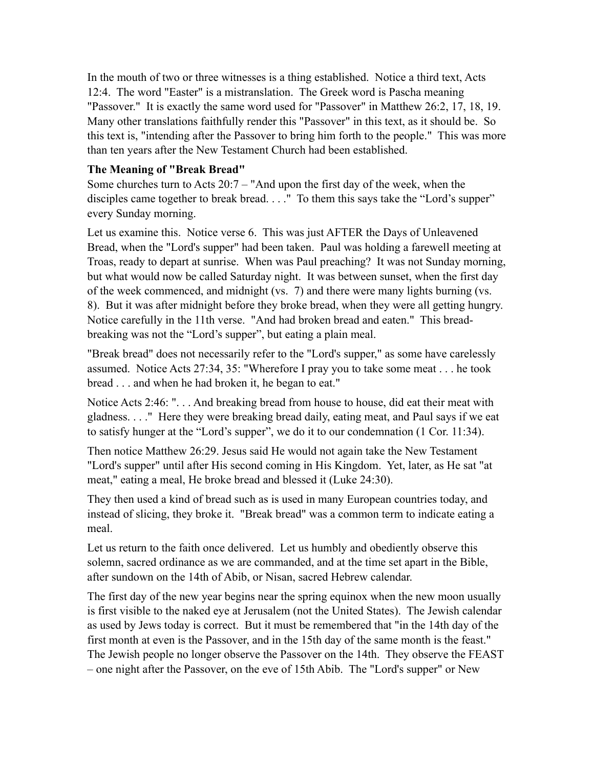In the mouth of two or three witnesses is a thing established. Notice a third text, Acts 12:4. The word "Easter" is a mistranslation. The Greek word is Pascha meaning "Passover." It is exactly the same word used for "Passover" in Matthew 26:2, 17, 18, 19. Many other translations faithfully render this "Passover" in this text, as it should be. So this text is, "intending after the Passover to bring him forth to the people." This was more than ten years after the New Testament Church had been established.

**The Meaning of "Break Bread"**

Some churches turn to Acts 20:7 – "And upon the first day of the week, when the disciples came together to break bread. . . ." To them this says take the "Lord's supper" every Sunday morning.

Let us examine this. Notice verse 6. This was just AFTER the Days of Unleavened Bread, when the "Lord's supper" had been taken. Paul was holding a farewell meeting at Troas, ready to depart at sunrise. When was Paul preaching? It was not Sunday morning, but what would now be called Saturday night. It was between sunset, when the first day of the week commenced, and midnight (vs. 7) and there were many lights burning (vs. 8). But it was after midnight before they broke bread, when they were all getting hungry. Notice carefully in the 11th verse. "And had broken bread and eaten." This bread-breaking was not the "Lord's supper", but eating a plain meal.

"Break bread" does not necessarily refer to the "Lord's supper," as some have carelessly assumed. Notice Acts 27:34, 35: "Wherefore I pray you to take some meat . . . he took bread . . . and when he had broken it, he began to eat."

Notice Acts 2:46: ". . . And breaking bread from house to house, did eat their meat with gladness. . . ." Here they were breaking bread daily, eating meat, and Paul says if we eat to satisfy hunger at the "Lord's supper", we do it to our condemnation (1 Cor. 11:34).

Then notice Matthew 26:29. Jesus said He would not again take the New Testament "Lord's supper" until after His second coming in His Kingdom. Yet, later, as He sat "at meat," eating a meal, He broke bread and blessed it (Luke 24:30).

They then used a kind of bread such as is used in many European countries today, and instead of slicing, they broke it. "Break bread" was a common term to indicate eating a meal.

Let us return to the faith once delivered. Let us humbly and obediently observe this solemn, sacred ordinance as we are commanded, and at the time set apart in the Bible, after sundown on the 14th of Abib, or Nisan, sacred Hebrew calendar.

The first day of the new year begins near the spring equinox when the new moon usually is first visible to the naked eye at Jerusalem (not the United States). The Jewish calendar as used by Jews today is correct. But it must be remembered that "in the 14th day of the first month at even is the Passover, and in the 15th day of the same month is the feast." The Jewish people no longer observe the Passover on the 14th. They observe the FEAST – one night after the Passover, on the eve of 15th Abib. The "Lord's supper" or New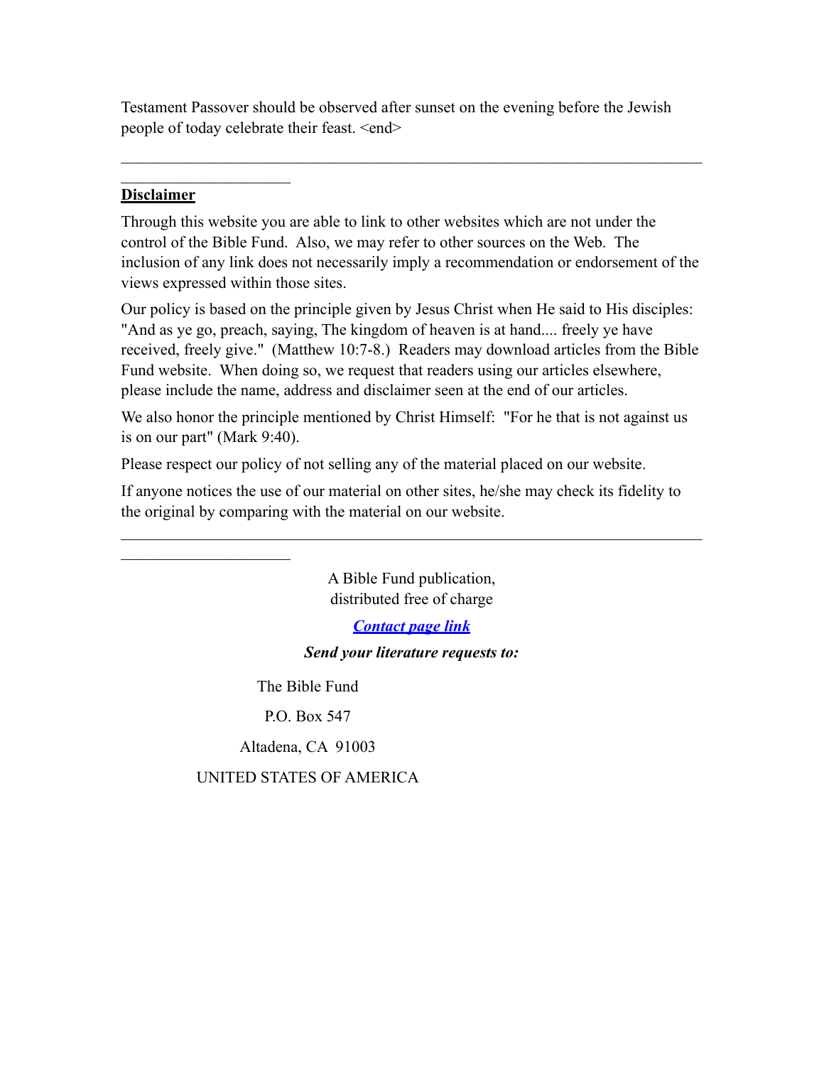Testament Passover should be observed after sunset on the evening before the Jewish people of today celebrate their feast. <end>

---

**Disclaimer**

Through this website you are able to link to other websites which are not under the control of the Bible Fund. Also, we may refer to other sources on the Web. The inclusion of any link does not necessarily imply a recommendation or endorsement of the views expressed within those sites.

Our policy is based on the principle given by Jesus Christ when He said to His disciples: "And as ye go, preach, saying, The kingdom of heaven is at hand.... freely ye have received, freely give." (Matthew 10:7-8.) Readers may download articles from the Bible Fund website. When doing so, we request that readers using our articles elsewhere, please include the name, address and disclaimer seen at the end of our articles.

We also honor the principle mentioned by Christ Himself: "For he that is not against us is on our part" (Mark 9:40).

Please respect our policy of not selling any of the material placed on our website.

If anyone notices the use of our material on other sites, he/she may check its fidelity to the original by comparing with the material on our website.

---

A Bible Fund publication,
distributed free of charge

***Contact page link***

***Send your literature requests to:***

The Bible Fund

P.O. Box 547

Altadena, CA 91003

UNITED STATES OF AMERICA